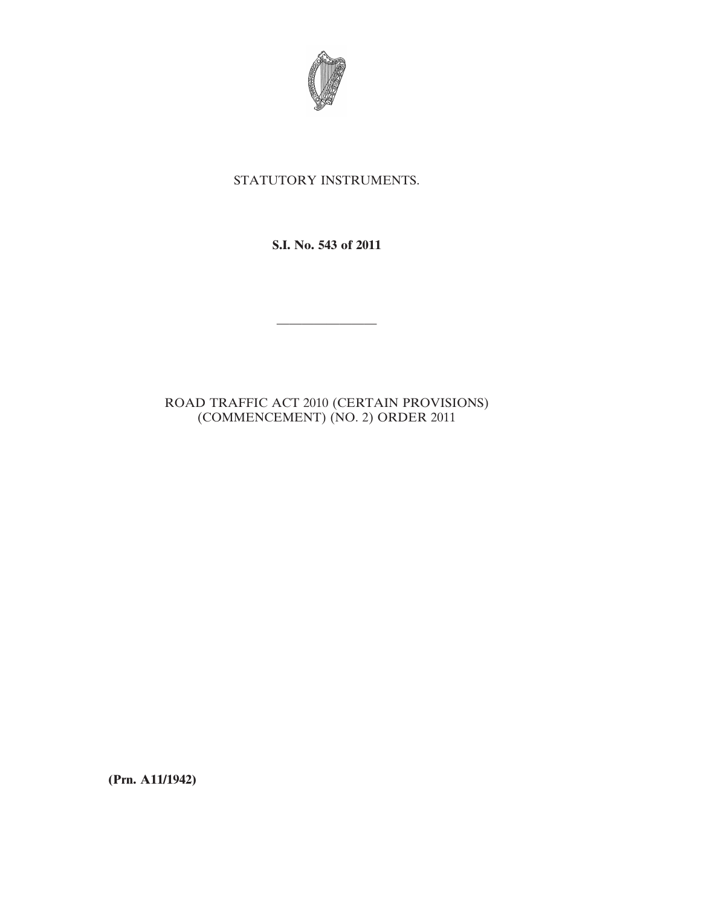STATUTORY INSTRUMENTS.

**S.I. No. 543 of 2011**

---

ROAD TRAFFIC ACT 2010 (CERTAIN PROVISIONS) (COMMENCEMENT) (NO. 2) ORDER 2011

**(Prn. A11/1942)**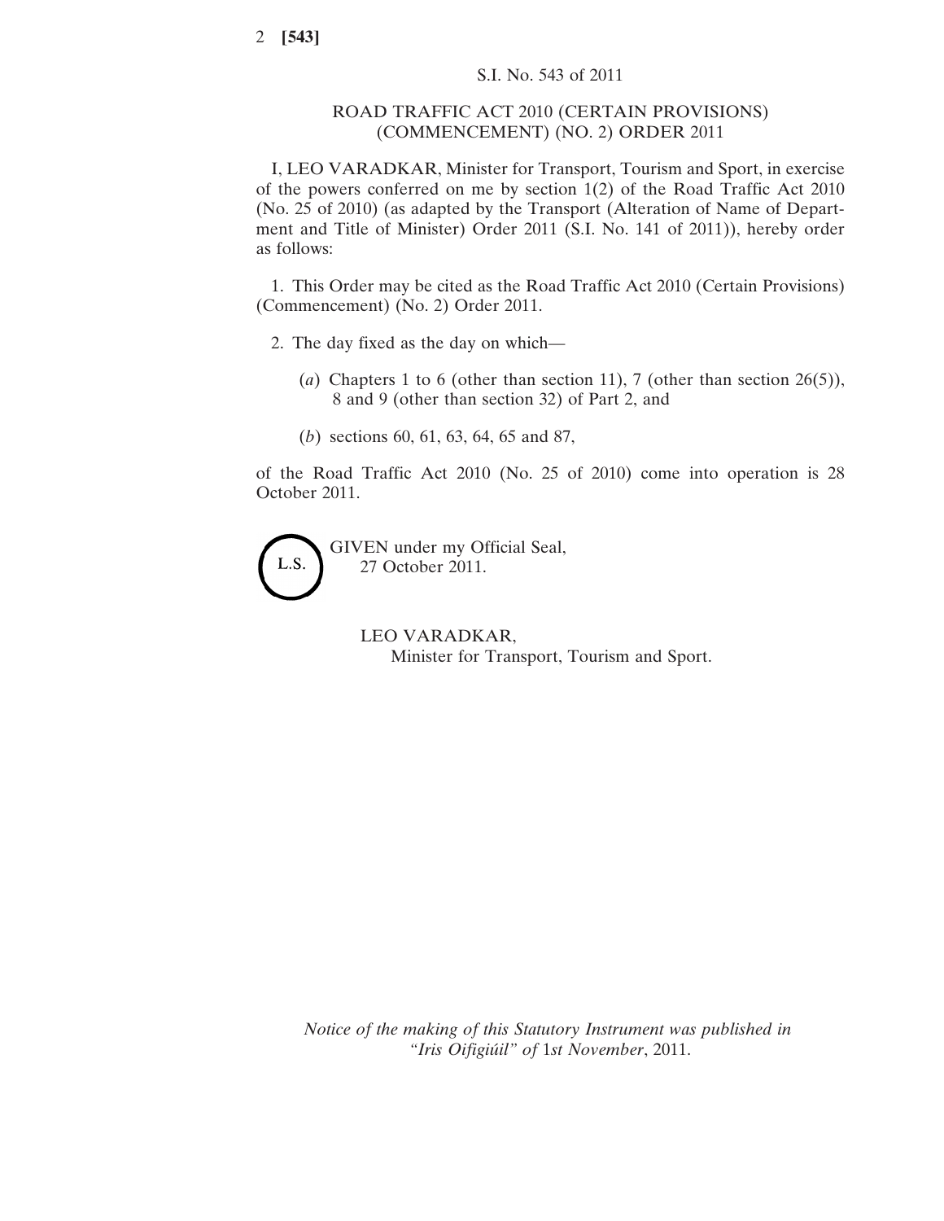S.I. No. 543 of 2011

# ROAD TRAFFIC ACT 2010 (CERTAIN PROVISIONS) (COMMENCEMENT) (NO. 2) ORDER 2011

I, LEO VARADKAR, Minister for Transport, Tourism and Sport, in exercise of the powers conferred on me by section 1(2) of the Road Traffic Act 2010 (No. 25 of 2010) (as adapted by the Transport (Alteration of Name of Department and Title of Minister) Order 2011 (S.I. No. 141 of 2011)), hereby order as follows:

1. This Order may be cited as the Road Traffic Act 2010 (Certain Provisions) (Commencement) (No. 2) Order 2011.

2. The day fixed as the day on which—

(*a*) Chapters 1 to 6 (other than section 11), 7 (other than section 26(5)), 8 and 9 (other than section 32) of Part 2, and

(*b*) sections 60, 61, 63, 64, 65 and 87,

of the Road Traffic Act 2010 (No. 25 of 2010) come into operation is 28 October 2011.

L.S.

GIVEN under my Official Seal,
27 October 2011.

LEO VARADKAR,
Minister for Transport, Tourism and Sport.

*Notice of the making of this Statutory Instrument was published in "Iris Oifigiúil" of* 1*st November*, 2011.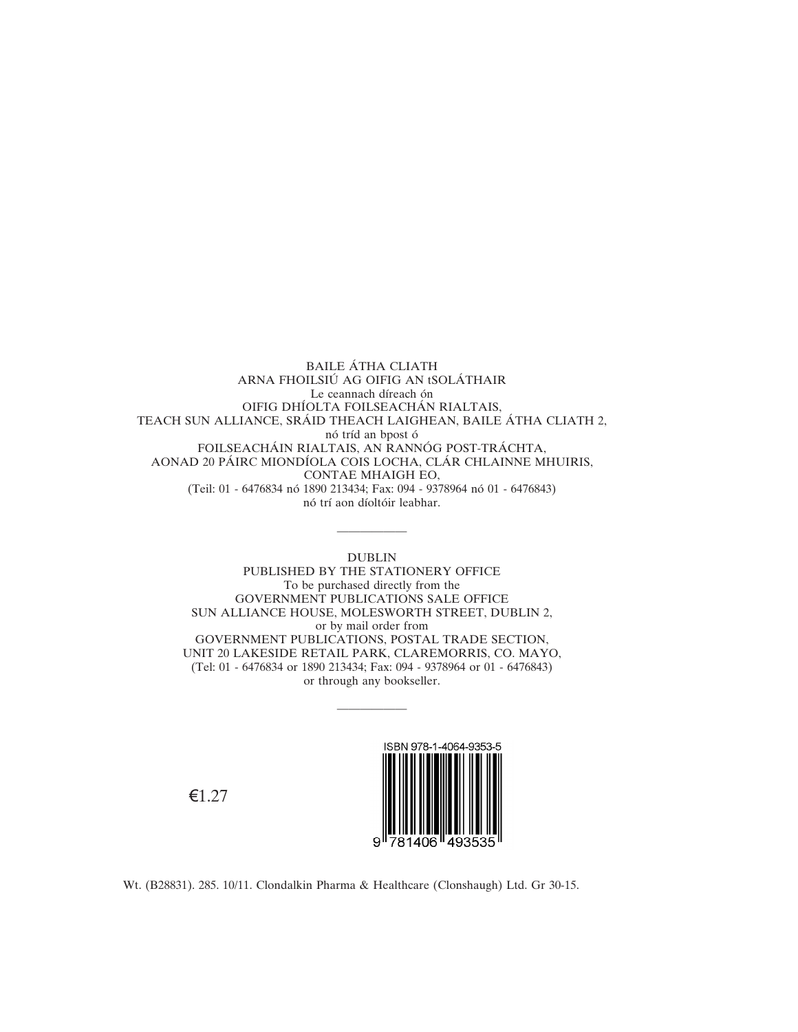BAILE ÁTHA CLIATH
ARNA FHOILSIÚ AG OIFIG AN tSOLÁTHAIR
Le ceannach díreach ón
OIFIG DHÍOLTA FOILSEACHÁN RIALTAIS,
TEACH SUN ALLIANCE, SRÁID THEACH LAIGHEAN, BAILE ÁTHA CLIATH 2,
nó tríd an bpost ó
FOILSEACHÁIN RIALTAIS, AN RANNÓG POST-TRÁCHTA,
AONAD 20 PÁIRC MIONDÍOLA COIS LOCHA, CLÁR CHLAINNE MHUIRIS,
CONTAE MHAIGH EO,
(Teil: 01 - 6476834 nó 1890 213434; Fax: 094 - 9378964 nó 01 - 6476843)
nó trí aon díoltóir leabhar.

---

DUBLIN
PUBLISHED BY THE STATIONERY OFFICE
To be purchased directly from the
GOVERNMENT PUBLICATIONS SALE OFFICE
SUN ALLIANCE HOUSE, MOLESWORTH STREET, DUBLIN 2,
or by mail order from
GOVERNMENT PUBLICATIONS, POSTAL TRADE SECTION,
UNIT 20 LAKESIDE RETAIL PARK, CLAREMORRIS, CO. MAYO,
(Tel: 01 - 6476834 or 1890 213434; Fax: 094 - 9378964 or 01 - 6476843)
or through any bookseller.

---

€1.27

ISBN 978-1-4064-9353-5

9 781406 493535

Wt. (B28831). 285. 10/11. Clondalkin Pharma & Healthcare (Clonshaugh) Ltd. Gr 30-15.